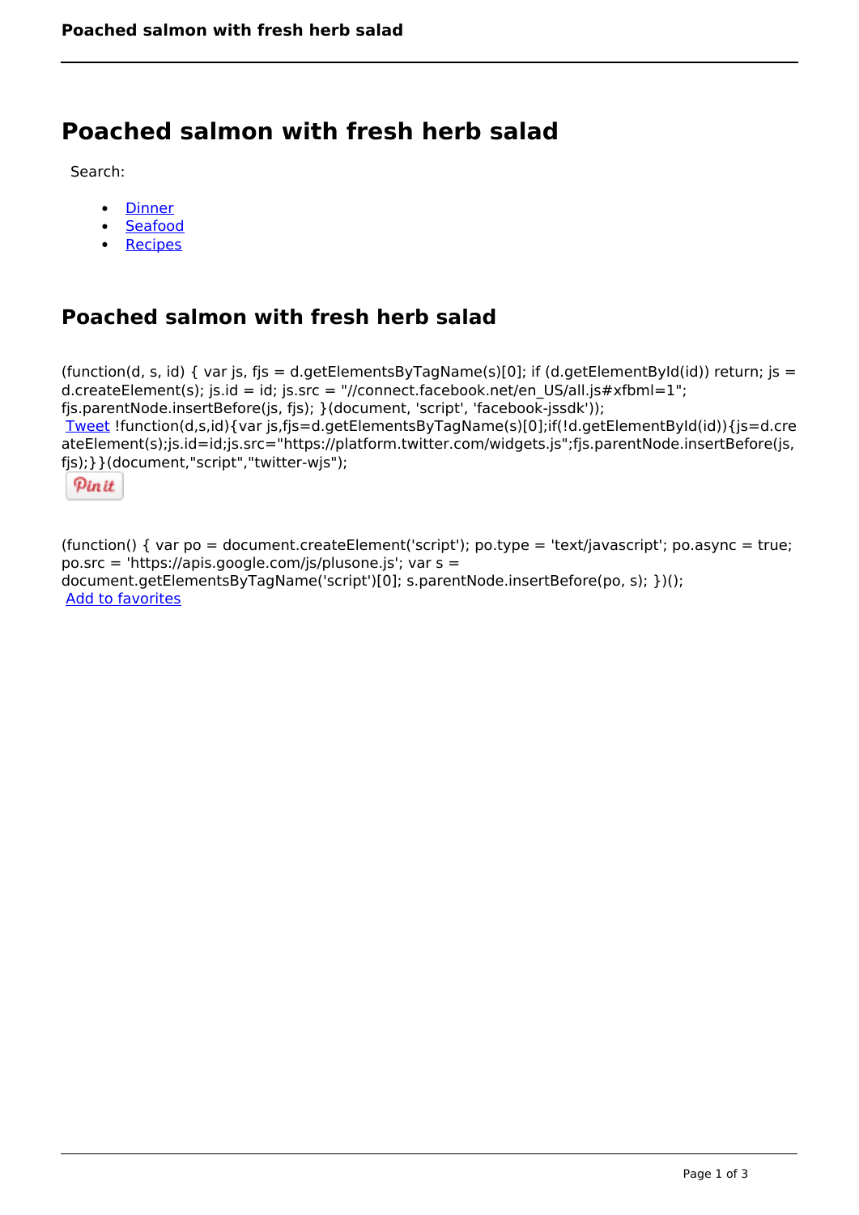# Poached salmon with fresh herb salad

Search:

- Dinner
- Seafood
- Recipes

## Poached salmon with fresh herb salad

(function(d, s, id) { var js, fjs = d.getElementsByTagName(s)[0]; if (d.getElementById(id)) return; js = d.createElement(s); js.id = id; js.src = "//connect.facebook.net/en_US/all.js#xfbml=1"; fjs.parentNode.insertBefore(js, fjs); }(document, 'script', 'facebook-jssdk'));
Tweet !function(d,s,id){var js,fjs=d.getElementsByTagName(s)[0];if(!d.getElementById(id)){js=d.createElement(s);js.id=id;js.src="https://platform.twitter.com/widgets.js";fjs.parentNode.insertBefore(js,fjs);}}(document,"script","twitter-wjs");

Pin it

(function() { var po = document.createElement('script'); po.type = 'text/javascript'; po.async = true; po.src = 'https://apis.google.com/js/plusone.js'; var s = document.getElementsByTagName('script')[0]; s.parentNode.insertBefore(po, s); })();
Add to favorites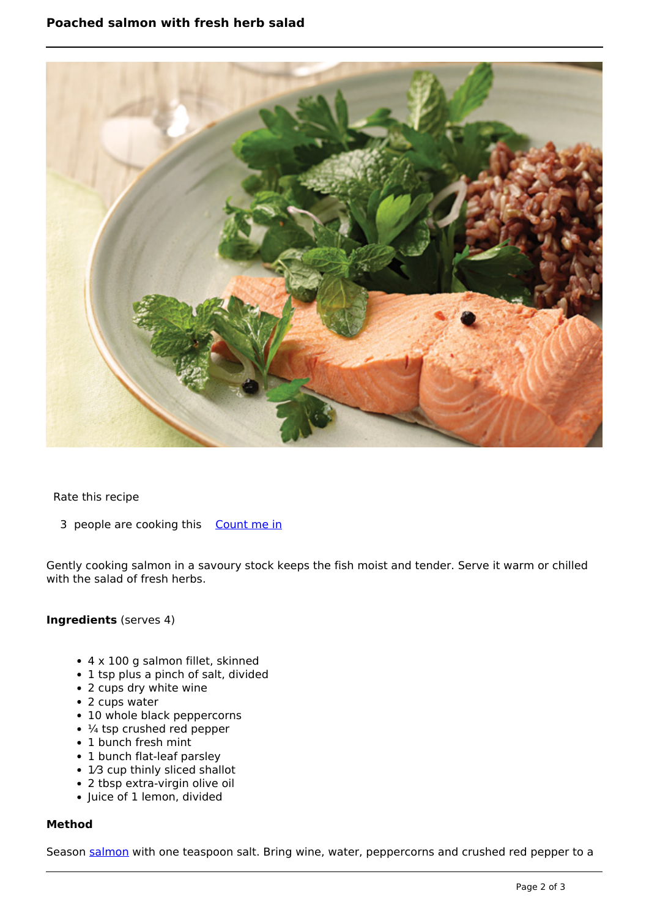# Poached salmon with fresh herb salad

Rate this recipe

3 people are cooking this [Count me in]

Gently cooking salmon in a savoury stock keeps the fish moist and tender. Serve it warm or chilled with the salad of fresh herbs.

**Ingredients** (serves 4)

- 4 x 100 g salmon fillet, skinned
- 1 tsp plus a pinch of salt, divided
- 2 cups dry white wine
- 2 cups water
- 10 whole black peppercorns
- ¼ tsp crushed red pepper
- 1 bunch fresh mint
- 1 bunch flat-leaf parsley
- 1⁄3 cup thinly sliced shallot
- 2 tbsp extra-virgin olive oil
- Juice of 1 lemon, divided

**Method**

Season salmon with one teaspoon salt. Bring wine, water, peppercorns and crushed red pepper to a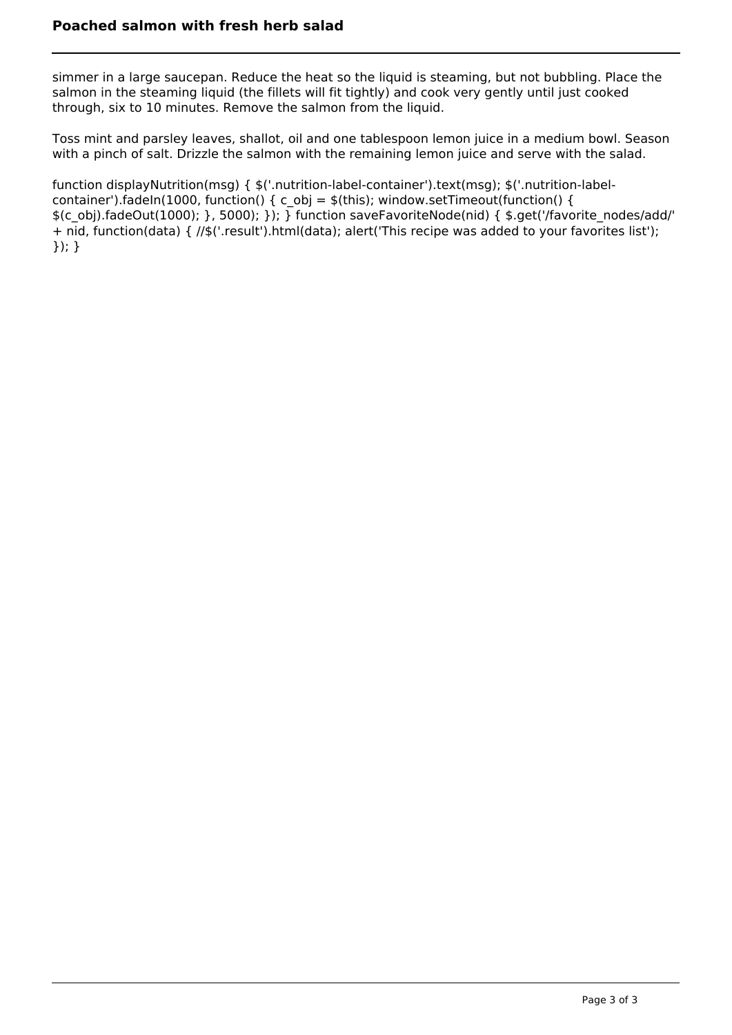simmer in a large saucepan. Reduce the heat so the liquid is steaming, but not bubbling. Place the salmon in the steaming liquid (the fillets will fit tightly) and cook very gently until just cooked through, six to 10 minutes. Remove the salmon from the liquid.

Toss mint and parsley leaves, shallot, oil and one tablespoon lemon juice in a medium bowl. Season with a pinch of salt. Drizzle the salmon with the remaining lemon juice and serve with the salad.

```
function displayNutrition(msg) { $('.nutrition-label-container').text(msg); $('.nutrition-label-container').fadeIn(1000, function() { c_obj = $(this); window.setTimeout(function() { $(c_obj).fadeOut(1000); }, 5000); }); } function saveFavoriteNode(nid) { $.get('/favorite_nodes/add/' + nid, function(data) { //$('.result').html(data); alert('This recipe was added to your favorites list'); }); }
```